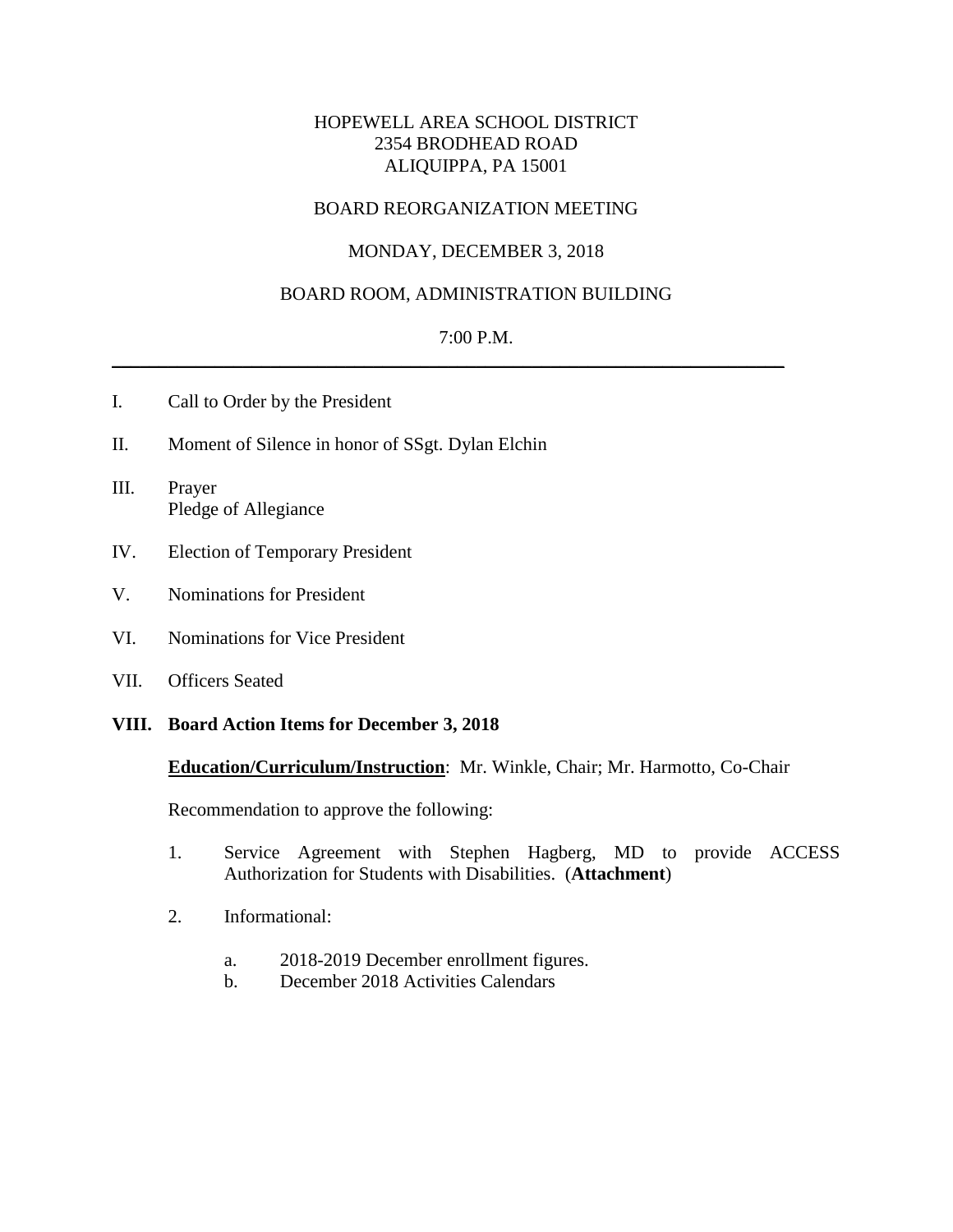HOPEWELL AREA SCHOOL DISTRICT
2354 BRODHEAD ROAD
ALIQUIPPA, PA 15001

BOARD REORGANIZATION MEETING

MONDAY, DECEMBER 3, 2018

BOARD ROOM, ADMINISTRATION BUILDING

7:00 P.M.

---

I. Call to Order by the President

II. Moment of Silence in honor of SSgt. Dylan Elchin

III. Prayer
Pledge of Allegiance

IV. Election of Temporary President

V. Nominations for President

VI. Nominations for Vice President

VII. Officers Seated

**VIII. Board Action Items for December 3, 2018**

**Education/Curriculum/Instruction**: Mr. Winkle, Chair; Mr. Harmotto, Co-Chair

Recommendation to approve the following:

1. Service Agreement with Stephen Hagberg, MD to provide ACCESS Authorization for Students with Disabilities. (**Attachment**)

2. Informational:

   a. 2018-2019 December enrollment figures.
   b. December 2018 Activities Calendars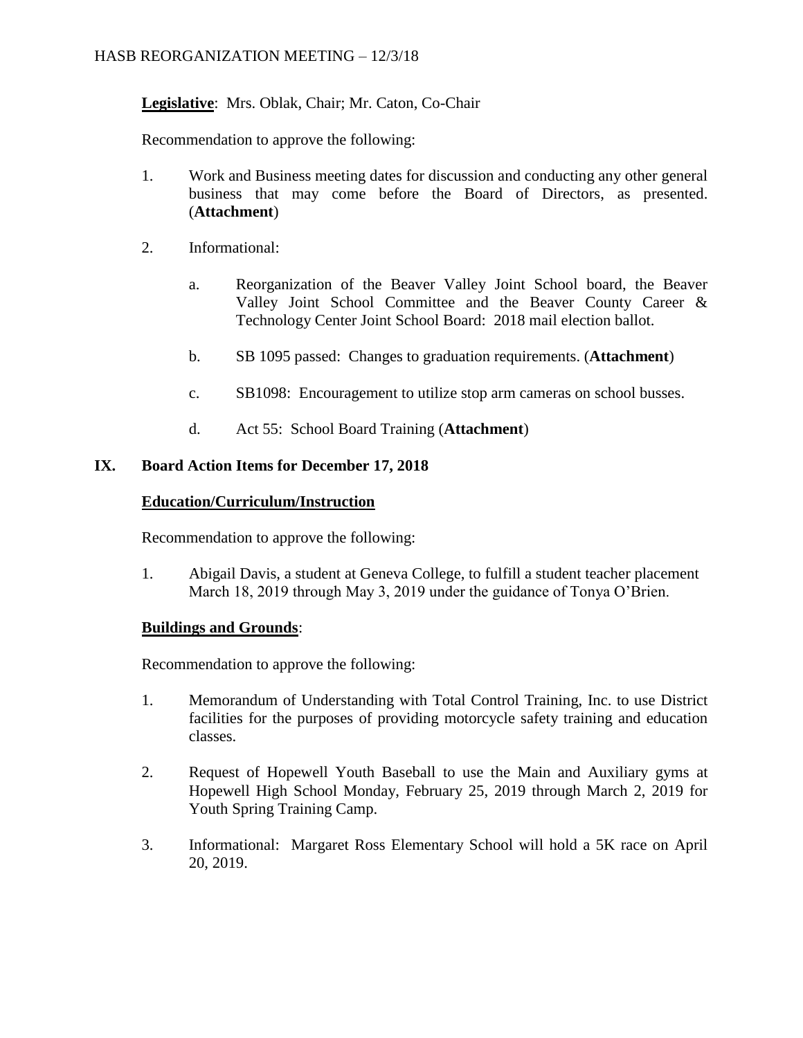**Legislative**: Mrs. Oblak, Chair; Mr. Caton, Co-Chair

Recommendation to approve the following:

1. Work and Business meeting dates for discussion and conducting any other general business that may come before the Board of Directors, as presented. (**Attachment**)

2. Informational:

   a. Reorganization of the Beaver Valley Joint School board, the Beaver Valley Joint School Committee and the Beaver County Career & Technology Center Joint School Board: 2018 mail election ballot.

   b. SB 1095 passed: Changes to graduation requirements. (**Attachment**)

   c. SB1098: Encouragement to utilize stop arm cameras on school busses.

   d. Act 55: School Board Training (**Attachment**)

## IX. Board Action Items for December 17, 2018

**Education/Curriculum/Instruction**

Recommendation to approve the following:

1. Abigail Davis, a student at Geneva College, to fulfill a student teacher placement March 18, 2019 through May 3, 2019 under the guidance of Tonya O'Brien.

**Buildings and Grounds**:

Recommendation to approve the following:

1. Memorandum of Understanding with Total Control Training, Inc. to use District facilities for the purposes of providing motorcycle safety training and education classes.

2. Request of Hopewell Youth Baseball to use the Main and Auxiliary gyms at Hopewell High School Monday, February 25, 2019 through March 2, 2019 for Youth Spring Training Camp.

3. Informational: Margaret Ross Elementary School will hold a 5K race on April 20, 2019.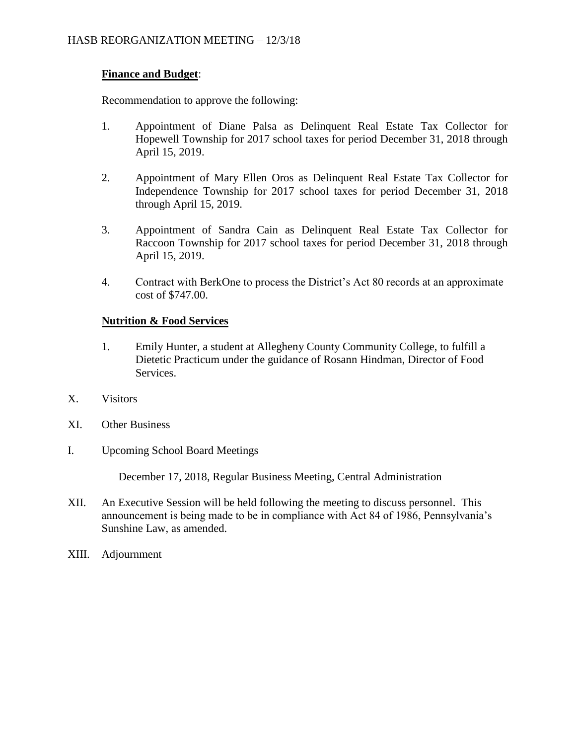**Finance and Budget**:

Recommendation to approve the following:

1. Appointment of Diane Palsa as Delinquent Real Estate Tax Collector for Hopewell Township for 2017 school taxes for period December 31, 2018 through April 15, 2019.

2. Appointment of Mary Ellen Oros as Delinquent Real Estate Tax Collector for Independence Township for 2017 school taxes for period December 31, 2018 through April 15, 2019.

3. Appointment of Sandra Cain as Delinquent Real Estate Tax Collector for Raccoon Township for 2017 school taxes for period December 31, 2018 through April 15, 2019.

4. Contract with BerkOne to process the District's Act 80 records at an approximate cost of $747.00.

**Nutrition & Food Services**

1. Emily Hunter, a student at Allegheny County Community College, to fulfill a Dietetic Practicum under the guidance of Rosann Hindman, Director of Food Services.

X. Visitors

XI. Other Business

I. Upcoming School Board Meetings

   December 17, 2018, Regular Business Meeting, Central Administration

XII. An Executive Session will be held following the meeting to discuss personnel. This announcement is being made to be in compliance with Act 84 of 1986, Pennsylvania's Sunshine Law, as amended.

XIII. Adjournment